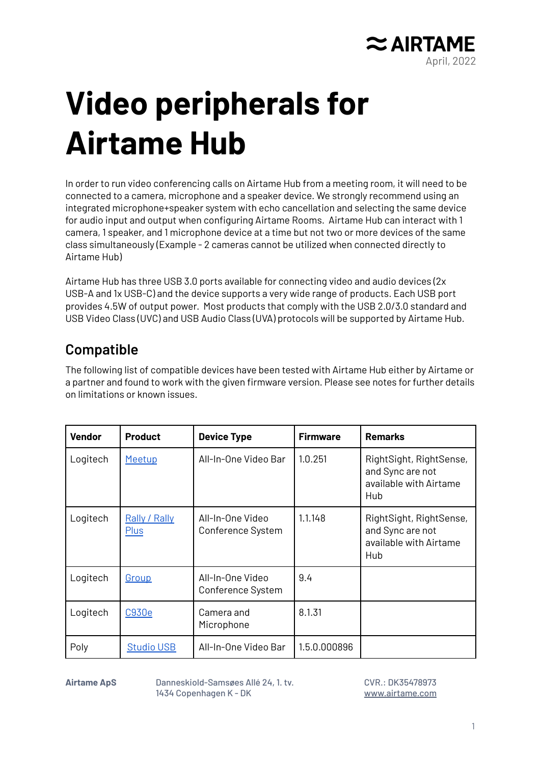AIRTAME

April, 2022

# Video peripherals for Airtame Hub

In order to run video conferencing calls on Airtame Hub from a meeting room, it will need to be connected to a camera, microphone and a speaker device. We strongly recommend using an integrated microphone+speaker system with echo cancellation and selecting the same device for audio input and output when configuring Airtame Rooms. Airtame Hub can interact with 1 camera, 1 speaker, and 1 microphone device at a time but not two or more devices of the same class simultaneously (Example - 2 cameras cannot be utilized when connected directly to Airtame Hub)

Airtame Hub has three USB 3.0 ports available for connecting video and audio devices (2x USB-A and 1x USB-C) and the device supports a very wide range of products. Each USB port provides 4.5W of output power. Most products that comply with the USB 2.0/3.0 standard and USB Video Class (UVC) and USB Audio Class (UVA) protocols will be supported by Airtame Hub.

## Compatible

The following list of compatible devices have been tested with Airtame Hub either by Airtame or a partner and found to work with the given firmware version. Please see notes for further details on limitations or known issues.

| Vendor | Product | Device Type | Firmware | Remarks |
|---|---|---|---|---|
| Logitech | Meetup | All-In-One Video Bar | 1.0.251 | RightSight, RightSense, and Sync are not available with Airtame Hub |
| Logitech | Rally / Rally Plus | All-In-One Video Conference System | 1.1.148 | RightSight, RightSense, and Sync are not available with Airtame Hub |
| Logitech | Group | All-In-One Video Conference System | 9.4 | |
| Logitech | C930e | Camera and Microphone | 8.1.31 | |
| Poly | Studio USB | All-In-One Video Bar | 1.5.0.000896 | |

**Airtame ApS** Danneskiold-Samsøes Allé 24, 1. tv. 1434 Copenhagen K - DK CVR.: DK35478973 www.airtame.com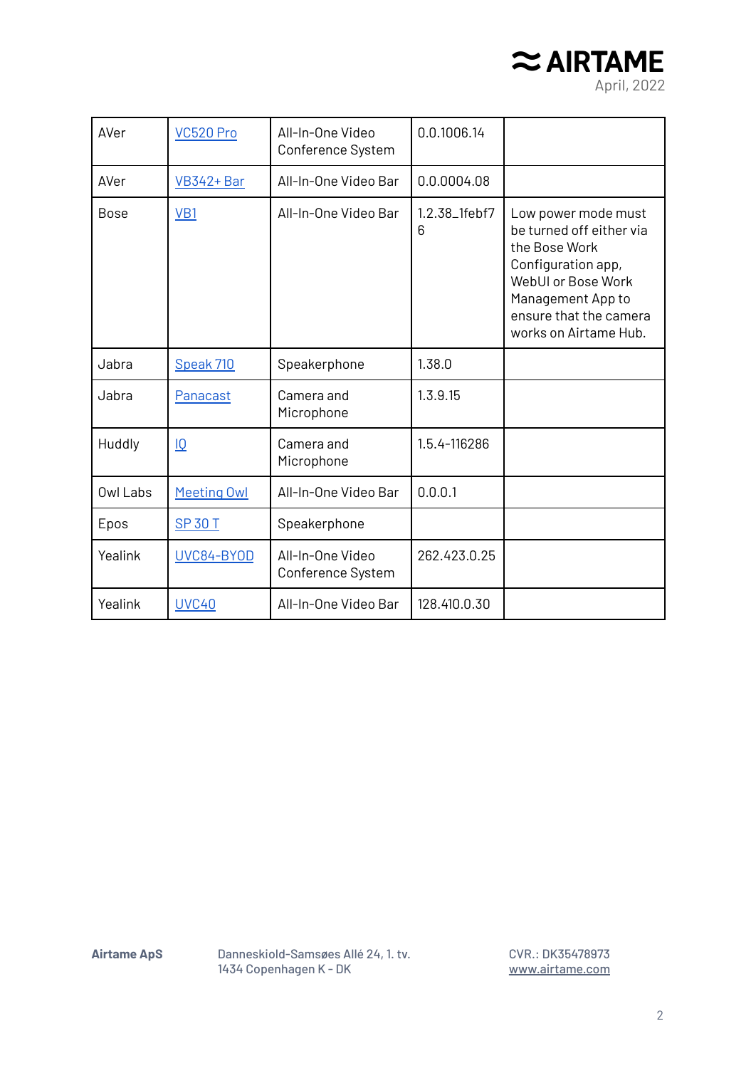| | | | | |
|---|---|---|---|---|
| AVer | VC520 Pro | All-In-One Video Conference System | 0.0.1006.14 | |
| AVer | VB342+ Bar | All-In-One Video Bar | 0.0.0004.08 | |
| Bose | VB1 | All-In-One Video Bar | 1.2.38_1febf76 | Low power mode must be turned off either via the Bose Work Configuration app, WebUI or Bose Work Management App to ensure that the camera works on Airtame Hub. |
| Jabra | Speak 710 | Speakerphone | 1.38.0 | |
| Jabra | Panacast | Camera and Microphone | 1.3.9.15 | |
| Huddly | IQ | Camera and Microphone | 1.5.4-116286 | |
| Owl Labs | Meeting Owl | All-In-One Video Bar | 0.0.0.1 | |
| Epos | SP 30 T | Speakerphone | | |
| Yealink | UVC84-BYOD | All-In-One Video Conference System | 262.423.0.25 | |
| Yealink | UVC40 | All-In-One Video Bar | 128.410.0.30 | |